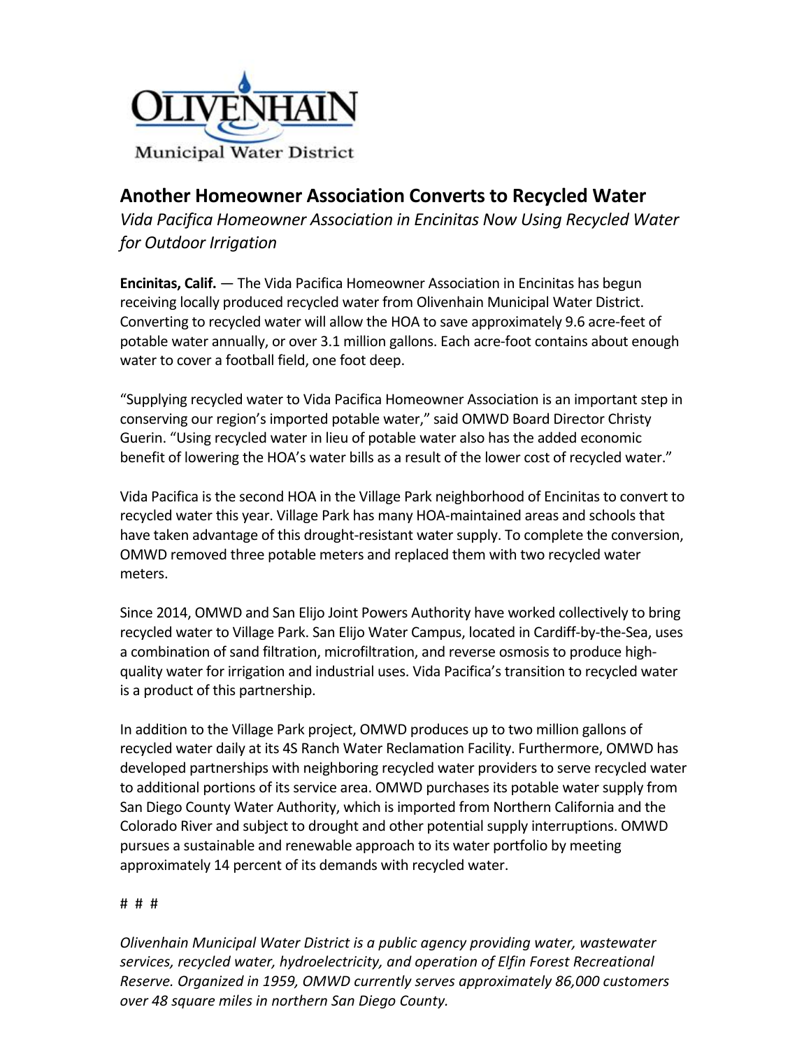Olivenhain Municipal Water District

# Another Homeowner Association Converts to Recycled Water

*Vida Pacifica Homeowner Association in Encinitas Now Using Recycled Water for Outdoor Irrigation*

**Encinitas, Calif.** — The Vida Pacifica Homeowner Association in Encinitas has begun receiving locally produced recycled water from Olivenhain Municipal Water District. Converting to recycled water will allow the HOA to save approximately 9.6 acre-feet of potable water annually, or over 3.1 million gallons. Each acre-foot contains about enough water to cover a football field, one foot deep.

"Supplying recycled water to Vida Pacifica Homeowner Association is an important step in conserving our region's imported potable water," said OMWD Board Director Christy Guerin. "Using recycled water in lieu of potable water also has the added economic benefit of lowering the HOA's water bills as a result of the lower cost of recycled water."

Vida Pacifica is the second HOA in the Village Park neighborhood of Encinitas to convert to recycled water this year. Village Park has many HOA-maintained areas and schools that have taken advantage of this drought-resistant water supply. To complete the conversion, OMWD removed three potable meters and replaced them with two recycled water meters.

Since 2014, OMWD and San Elijo Joint Powers Authority have worked collectively to bring recycled water to Village Park. San Elijo Water Campus, located in Cardiff-by-the-Sea, uses a combination of sand filtration, microfiltration, and reverse osmosis to produce high-quality water for irrigation and industrial uses. Vida Pacifica's transition to recycled water is a product of this partnership.

In addition to the Village Park project, OMWD produces up to two million gallons of recycled water daily at its 4S Ranch Water Reclamation Facility. Furthermore, OMWD has developed partnerships with neighboring recycled water providers to serve recycled water to additional portions of its service area. OMWD purchases its potable water supply from San Diego County Water Authority, which is imported from Northern California and the Colorado River and subject to drought and other potential supply interruptions. OMWD pursues a sustainable and renewable approach to its water portfolio by meeting approximately 14 percent of its demands with recycled water.

# # #

*Olivenhain Municipal Water District is a public agency providing water, wastewater services, recycled water, hydroelectricity, and operation of Elfin Forest Recreational Reserve. Organized in 1959, OMWD currently serves approximately 86,000 customers over 48 square miles in northern San Diego County.*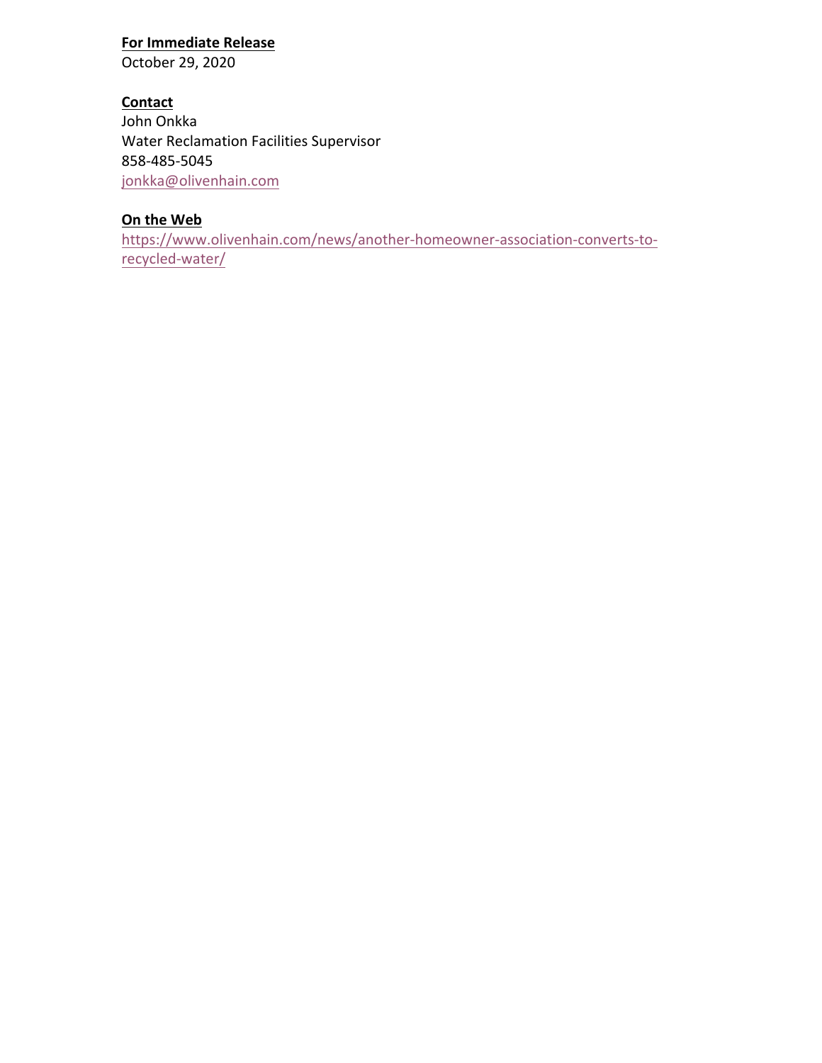**For Immediate Release**
October 29, 2020

**Contact**
John Onkka
Water Reclamation Facilities Supervisor
858-485-5045
jonkka@olivenhain.com

**On the Web**
https://www.olivenhain.com/news/another-homeowner-association-converts-to-recycled-water/